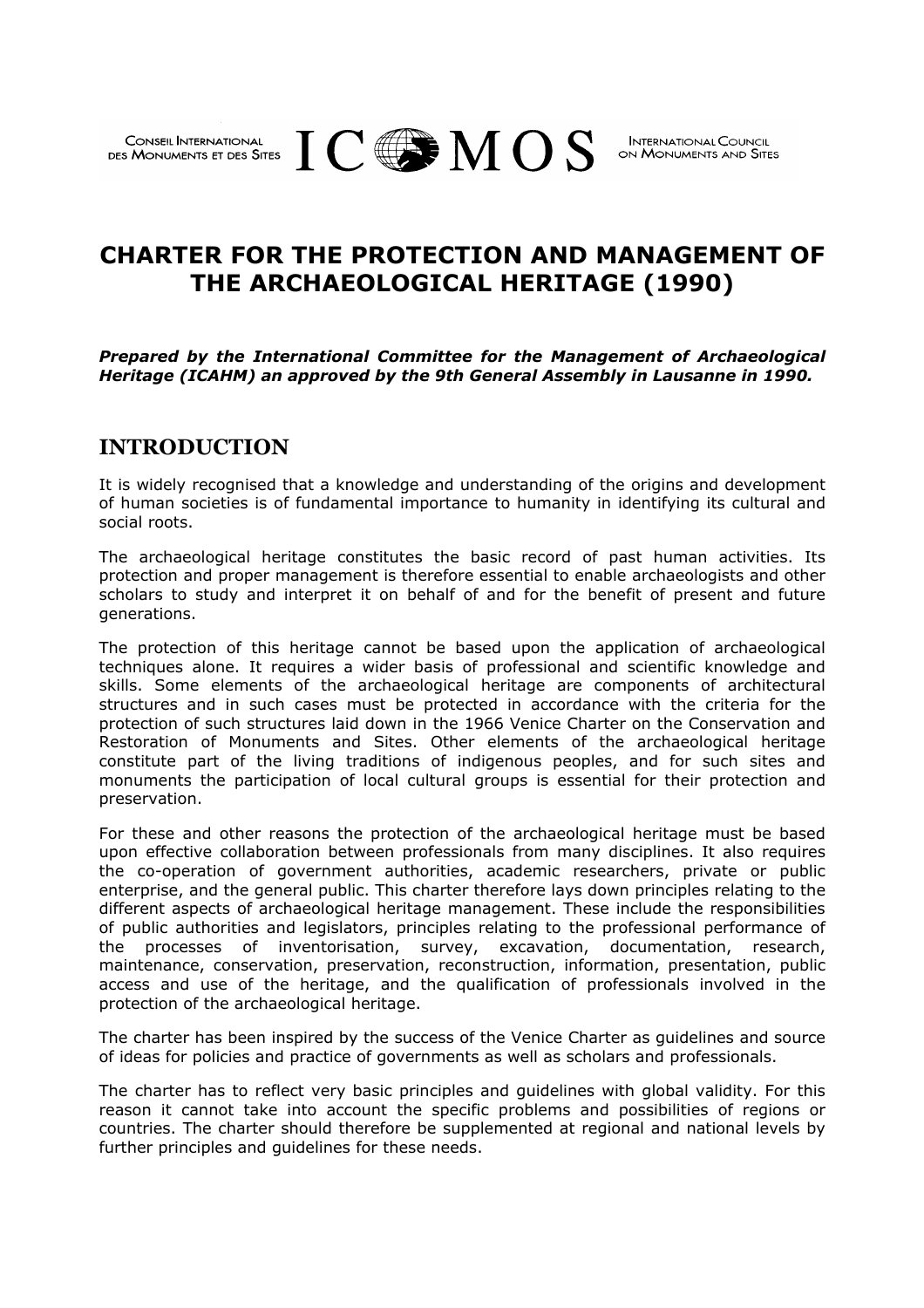CONSEIL INTERNATIONAL DES MONUMENTS ET DES SITES **ICOMOS** INTERNATIONAL COUNCIL ON MONUMENTS AND SITES

# CHARTER FOR THE PROTECTION AND MANAGEMENT OF THE ARCHAEOLOGICAL HERITAGE (1990)

***Prepared by the International Committee for the Management of Archaeological Heritage (ICAHM) an approved by the 9th General Assembly in Lausanne in 1990.***

## INTRODUCTION

It is widely recognised that a knowledge and understanding of the origins and development of human societies is of fundamental importance to humanity in identifying its cultural and social roots.

The archaeological heritage constitutes the basic record of past human activities. Its protection and proper management is therefore essential to enable archaeologists and other scholars to study and interpret it on behalf of and for the benefit of present and future generations.

The protection of this heritage cannot be based upon the application of archaeological techniques alone. It requires a wider basis of professional and scientific knowledge and skills. Some elements of the archaeological heritage are components of architectural structures and in such cases must be protected in accordance with the criteria for the protection of such structures laid down in the 1966 Venice Charter on the Conservation and Restoration of Monuments and Sites. Other elements of the archaeological heritage constitute part of the living traditions of indigenous peoples, and for such sites and monuments the participation of local cultural groups is essential for their protection and preservation.

For these and other reasons the protection of the archaeological heritage must be based upon effective collaboration between professionals from many disciplines. It also requires the co-operation of government authorities, academic researchers, private or public enterprise, and the general public. This charter therefore lays down principles relating to the different aspects of archaeological heritage management. These include the responsibilities of public authorities and legislators, principles relating to the professional performance of the processes of inventorisation, survey, excavation, documentation, research, maintenance, conservation, preservation, reconstruction, information, presentation, public access and use of the heritage, and the qualification of professionals involved in the protection of the archaeological heritage.

The charter has been inspired by the success of the Venice Charter as guidelines and source of ideas for policies and practice of governments as well as scholars and professionals.

The charter has to reflect very basic principles and guidelines with global validity. For this reason it cannot take into account the specific problems and possibilities of regions or countries. The charter should therefore be supplemented at regional and national levels by further principles and guidelines for these needs.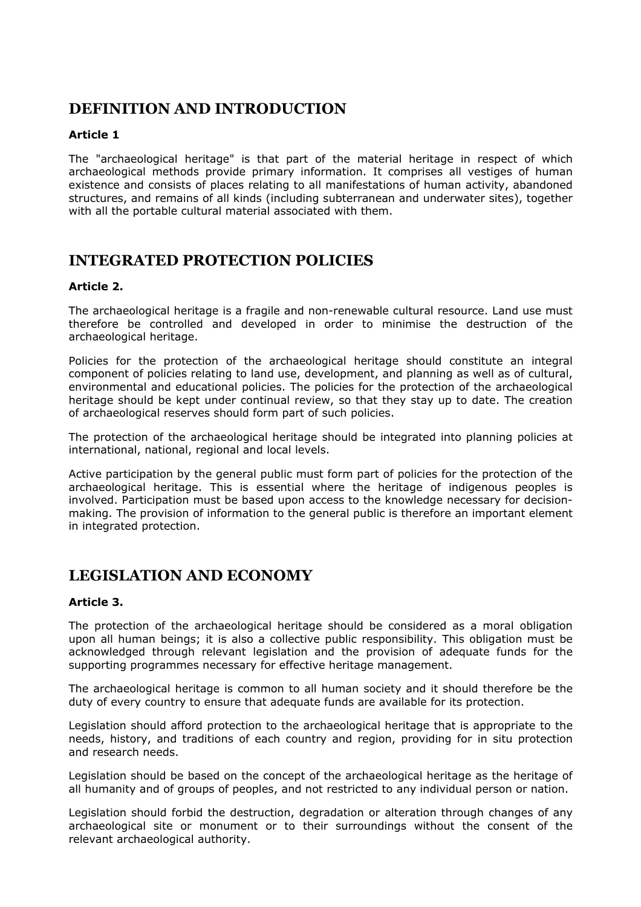## DEFINITION AND INTRODUCTION

#### Article 1

The "archaeological heritage" is that part of the material heritage in respect of which archaeological methods provide primary information. It comprises all vestiges of human existence and consists of places relating to all manifestations of human activity, abandoned structures, and remains of all kinds (including subterranean and underwater sites), together with all the portable cultural material associated with them.

## INTEGRATED PROTECTION POLICIES

#### Article 2.

The archaeological heritage is a fragile and non-renewable cultural resource. Land use must therefore be controlled and developed in order to minimise the destruction of the archaeological heritage.

Policies for the protection of the archaeological heritage should constitute an integral component of policies relating to land use, development, and planning as well as of cultural, environmental and educational policies. The policies for the protection of the archaeological heritage should be kept under continual review, so that they stay up to date. The creation of archaeological reserves should form part of such policies.

The protection of the archaeological heritage should be integrated into planning policies at international, national, regional and local levels.

Active participation by the general public must form part of policies for the protection of the archaeological heritage. This is essential where the heritage of indigenous peoples is involved. Participation must be based upon access to the knowledge necessary for decision-making. The provision of information to the general public is therefore an important element in integrated protection.

## LEGISLATION AND ECONOMY

#### Article 3.

The protection of the archaeological heritage should be considered as a moral obligation upon all human beings; it is also a collective public responsibility. This obligation must be acknowledged through relevant legislation and the provision of adequate funds for the supporting programmes necessary for effective heritage management.

The archaeological heritage is common to all human society and it should therefore be the duty of every country to ensure that adequate funds are available for its protection.

Legislation should afford protection to the archaeological heritage that is appropriate to the needs, history, and traditions of each country and region, providing for in situ protection and research needs.

Legislation should be based on the concept of the archaeological heritage as the heritage of all humanity and of groups of peoples, and not restricted to any individual person or nation.

Legislation should forbid the destruction, degradation or alteration through changes of any archaeological site or monument or to their surroundings without the consent of the relevant archaeological authority.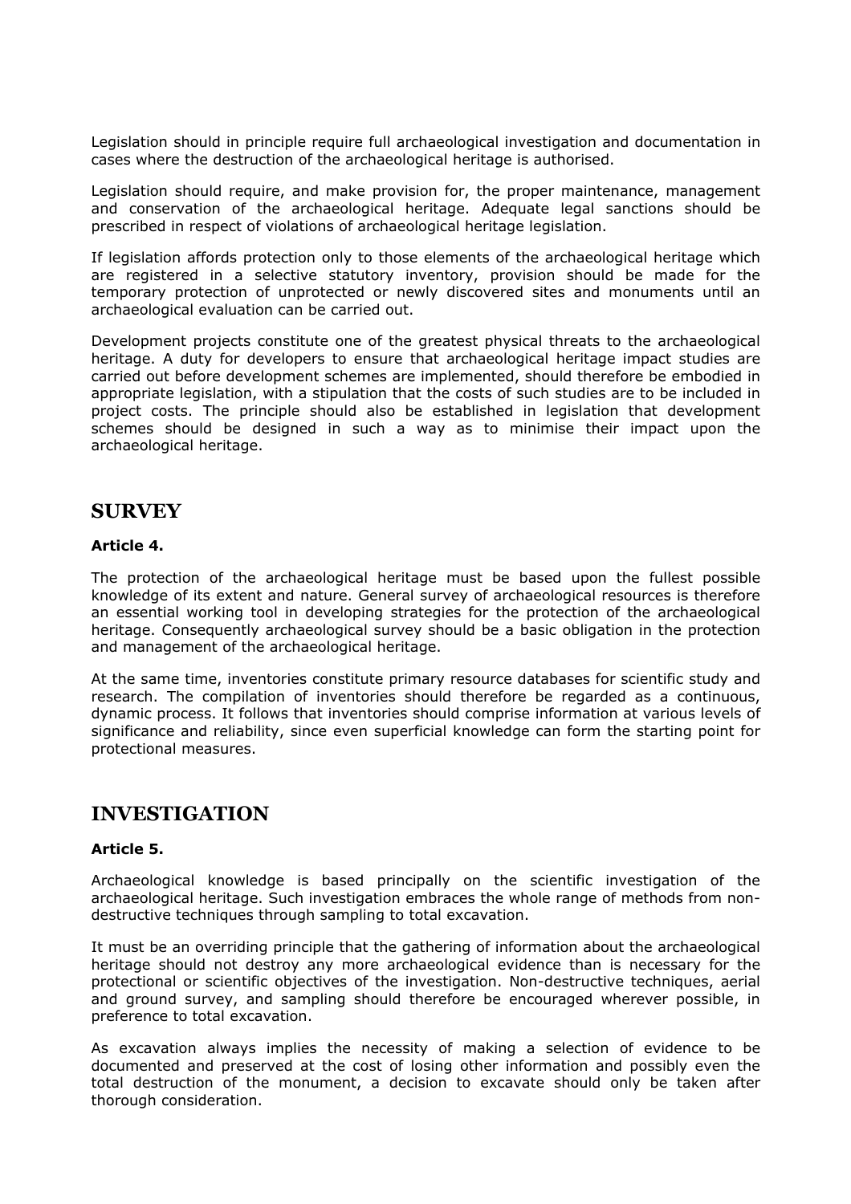Legislation should in principle require full archaeological investigation and documentation in cases where the destruction of the archaeological heritage is authorised.

Legislation should require, and make provision for, the proper maintenance, management and conservation of the archaeological heritage. Adequate legal sanctions should be prescribed in respect of violations of archaeological heritage legislation.

If legislation affords protection only to those elements of the archaeological heritage which are registered in a selective statutory inventory, provision should be made for the temporary protection of unprotected or newly discovered sites and monuments until an archaeological evaluation can be carried out.

Development projects constitute one of the greatest physical threats to the archaeological heritage. A duty for developers to ensure that archaeological heritage impact studies are carried out before development schemes are implemented, should therefore be embodied in appropriate legislation, with a stipulation that the costs of such studies are to be included in project costs. The principle should also be established in legislation that development schemes should be designed in such a way as to minimise their impact upon the archaeological heritage.

## SURVEY

**Article 4.**

The protection of the archaeological heritage must be based upon the fullest possible knowledge of its extent and nature. General survey of archaeological resources is therefore an essential working tool in developing strategies for the protection of the archaeological heritage. Consequently archaeological survey should be a basic obligation in the protection and management of the archaeological heritage.

At the same time, inventories constitute primary resource databases for scientific study and research. The compilation of inventories should therefore be regarded as a continuous, dynamic process. It follows that inventories should comprise information at various levels of significance and reliability, since even superficial knowledge can form the starting point for protectional measures.

## INVESTIGATION

**Article 5.**

Archaeological knowledge is based principally on the scientific investigation of the archaeological heritage. Such investigation embraces the whole range of methods from non-destructive techniques through sampling to total excavation.

It must be an overriding principle that the gathering of information about the archaeological heritage should not destroy any more archaeological evidence than is necessary for the protectional or scientific objectives of the investigation. Non-destructive techniques, aerial and ground survey, and sampling should therefore be encouraged wherever possible, in preference to total excavation.

As excavation always implies the necessity of making a selection of evidence to be documented and preserved at the cost of losing other information and possibly even the total destruction of the monument, a decision to excavate should only be taken after thorough consideration.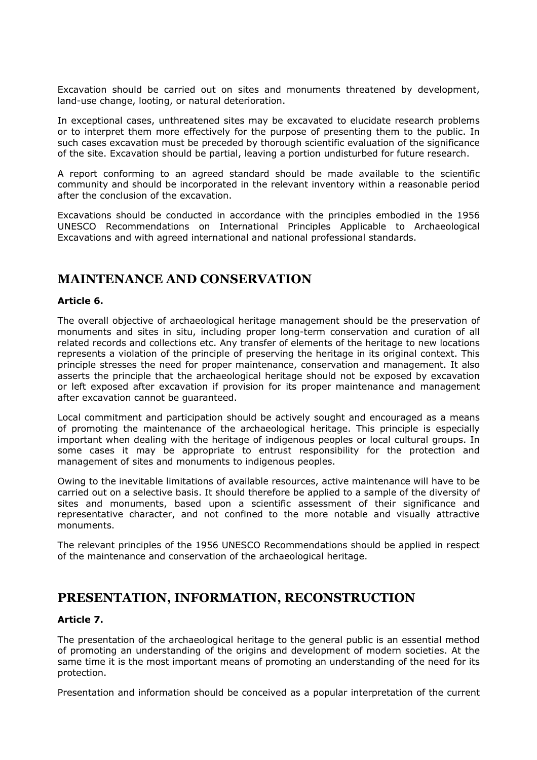Excavation should be carried out on sites and monuments threatened by development, land-use change, looting, or natural deterioration.

In exceptional cases, unthreatened sites may be excavated to elucidate research problems or to interpret them more effectively for the purpose of presenting them to the public. In such cases excavation must be preceded by thorough scientific evaluation of the significance of the site. Excavation should be partial, leaving a portion undisturbed for future research.

A report conforming to an agreed standard should be made available to the scientific community and should be incorporated in the relevant inventory within a reasonable period after the conclusion of the excavation.

Excavations should be conducted in accordance with the principles embodied in the 1956 UNESCO Recommendations on International Principles Applicable to Archaeological Excavations and with agreed international and national professional standards.

## MAINTENANCE AND CONSERVATION

**Article 6.**

The overall objective of archaeological heritage management should be the preservation of monuments and sites in situ, including proper long-term conservation and curation of all related records and collections etc. Any transfer of elements of the heritage to new locations represents a violation of the principle of preserving the heritage in its original context. This principle stresses the need for proper maintenance, conservation and management. It also asserts the principle that the archaeological heritage should not be exposed by excavation or left exposed after excavation if provision for its proper maintenance and management after excavation cannot be guaranteed.

Local commitment and participation should be actively sought and encouraged as a means of promoting the maintenance of the archaeological heritage. This principle is especially important when dealing with the heritage of indigenous peoples or local cultural groups. In some cases it may be appropriate to entrust responsibility for the protection and management of sites and monuments to indigenous peoples.

Owing to the inevitable limitations of available resources, active maintenance will have to be carried out on a selective basis. It should therefore be applied to a sample of the diversity of sites and monuments, based upon a scientific assessment of their significance and representative character, and not confined to the more notable and visually attractive monuments.

The relevant principles of the 1956 UNESCO Recommendations should be applied in respect of the maintenance and conservation of the archaeological heritage.

## PRESENTATION, INFORMATION, RECONSTRUCTION

**Article 7.**

The presentation of the archaeological heritage to the general public is an essential method of promoting an understanding of the origins and development of modern societies. At the same time it is the most important means of promoting an understanding of the need for its protection.

Presentation and information should be conceived as a popular interpretation of the current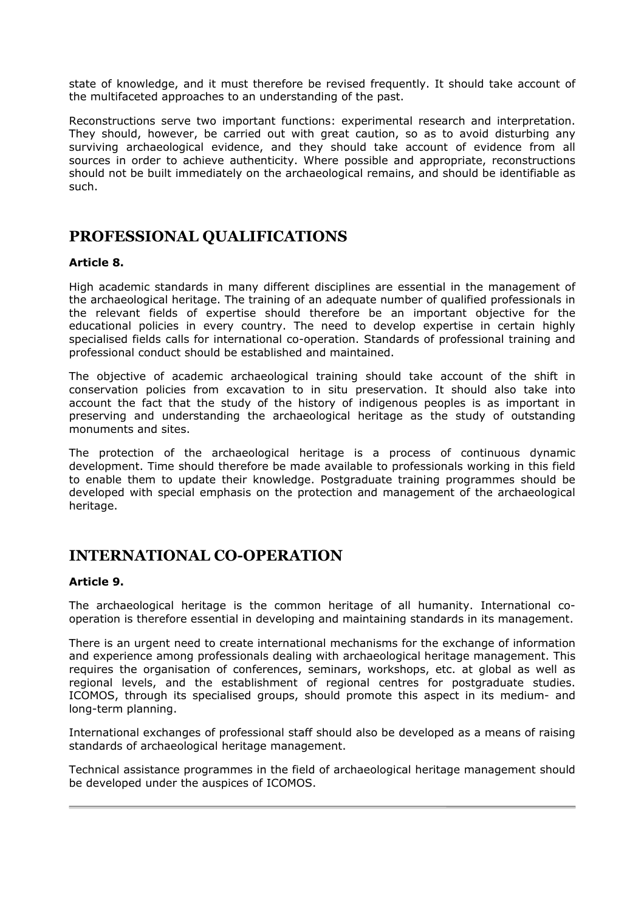state of knowledge, and it must therefore be revised frequently. It should take account of the multifaceted approaches to an understanding of the past.

Reconstructions serve two important functions: experimental research and interpretation. They should, however, be carried out with great caution, so as to avoid disturbing any surviving archaeological evidence, and they should take account of evidence from all sources in order to achieve authenticity. Where possible and appropriate, reconstructions should not be built immediately on the archaeological remains, and should be identifiable as such.

## PROFESSIONAL QUALIFICATIONS

**Article 8.**

High academic standards in many different disciplines are essential in the management of the archaeological heritage. The training of an adequate number of qualified professionals in the relevant fields of expertise should therefore be an important objective for the educational policies in every country. The need to develop expertise in certain highly specialised fields calls for international co-operation. Standards of professional training and professional conduct should be established and maintained.

The objective of academic archaeological training should take account of the shift in conservation policies from excavation to in situ preservation. It should also take into account the fact that the study of the history of indigenous peoples is as important in preserving and understanding the archaeological heritage as the study of outstanding monuments and sites.

The protection of the archaeological heritage is a process of continuous dynamic development. Time should therefore be made available to professionals working in this field to enable them to update their knowledge. Postgraduate training programmes should be developed with special emphasis on the protection and management of the archaeological heritage.

## INTERNATIONAL CO-OPERATION

**Article 9.**

The archaeological heritage is the common heritage of all humanity. International co-operation is therefore essential in developing and maintaining standards in its management.

There is an urgent need to create international mechanisms for the exchange of information and experience among professionals dealing with archaeological heritage management. This requires the organisation of conferences, seminars, workshops, etc. at global as well as regional levels, and the establishment of regional centres for postgraduate studies. ICOMOS, through its specialised groups, should promote this aspect in its medium- and long-term planning.

International exchanges of professional staff should also be developed as a means of raising standards of archaeological heritage management.

Technical assistance programmes in the field of archaeological heritage management should be developed under the auspices of ICOMOS.